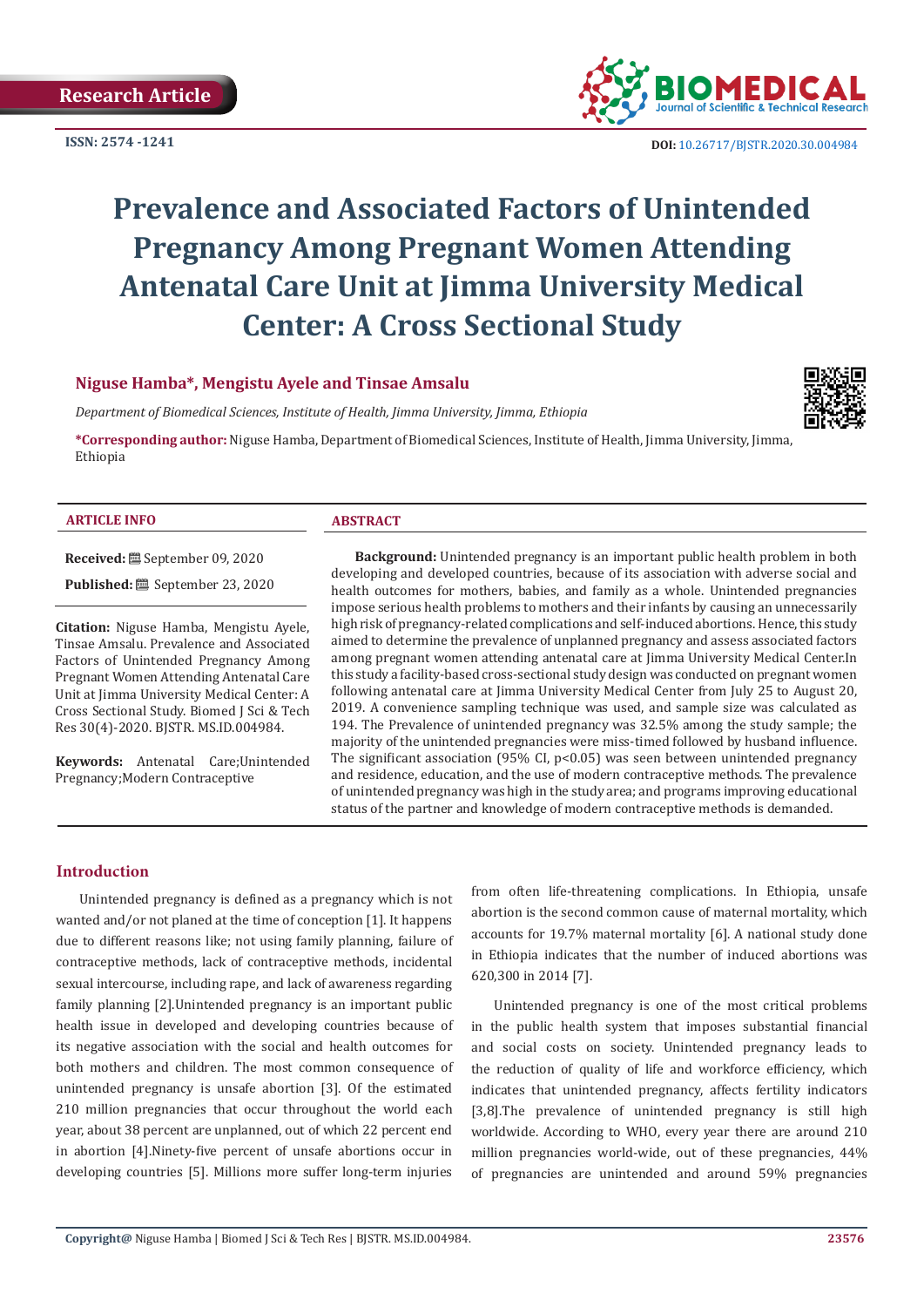Research Article

ISSN: 2574 -1241

DOI: 10.26717/BJSTR.2020.30.004984

# Prevalence and Associated Factors of Unintended Pregnancy Among Pregnant Women Attending Antenatal Care Unit at Jimma University Medical Center: A Cross Sectional Study

**Niguse Hamba*, Mengistu Ayele and Tinsae Amsalu**

*Department of Biomedical Sciences, Institute of Health, Jimma University, Jimma, Ethiopia*

***Corresponding author:** Niguse Hamba, Department of Biomedical Sciences, Institute of Health, Jimma University, Jimma, Ethiopia

**ARTICLE INFO**

**Received:** September 09, 2020

**Published:** September 23, 2020

**Citation:** Niguse Hamba, Mengistu Ayele, Tinsae Amsalu. Prevalence and Associated Factors of Unintended Pregnancy Among Pregnant Women Attending Antenatal Care Unit at Jimma University Medical Center: A Cross Sectional Study. Biomed J Sci & Tech Res 30(4)-2020. BJSTR. MS.ID.004984.

**Keywords:** Antenatal Care;Unintended Pregnancy;Modern Contraceptive

**ABSTRACT**

**Background:** Unintended pregnancy is an important public health problem in both developing and developed countries, because of its association with adverse social and health outcomes for mothers, babies, and family as a whole. Unintended pregnancies impose serious health problems to mothers and their infants by causing an unnecessarily high risk of pregnancy-related complications and self-induced abortions. Hence, this study aimed to determine the prevalence of unplanned pregnancy and assess associated factors among pregnant women attending antenatal care at Jimma University Medical Center.In this study a facility-based cross-sectional study design was conducted on pregnant women following antenatal care at Jimma University Medical Center from July 25 to August 20, 2019. A convenience sampling technique was used, and sample size was calculated as 194. The Prevalence of unintended pregnancy was 32.5% among the study sample; the majority of the unintended pregnancies were miss-timed followed by husband influence. The significant association (95% CI, p<0.05) was seen between unintended pregnancy and residence, education, and the use of modern contraceptive methods. The prevalence of unintended pregnancy was high in the study area; and programs improving educational status of the partner and knowledge of modern contraceptive methods is demanded.

## Introduction

Unintended pregnancy is defined as a pregnancy which is not wanted and/or not planed at the time of conception [1]. It happens due to different reasons like; not using family planning, failure of contraceptive methods, lack of contraceptive methods, incidental sexual intercourse, including rape, and lack of awareness regarding family planning [2].Unintended pregnancy is an important public health issue in developed and developing countries because of its negative association with the social and health outcomes for both mothers and children. The most common consequence of unintended pregnancy is unsafe abortion [3]. Of the estimated 210 million pregnancies that occur throughout the world each year, about 38 percent are unplanned, out of which 22 percent end in abortion [4].Ninety-five percent of unsafe abortions occur in developing countries [5]. Millions more suffer long-term injuries from often life-threatening complications. In Ethiopia, unsafe abortion is the second common cause of maternal mortality, which accounts for 19.7% maternal mortality [6]. A national study done in Ethiopia indicates that the number of induced abortions was 620,300 in 2014 [7].

Unintended pregnancy is one of the most critical problems in the public health system that imposes substantial financial and social costs on society. Unintended pregnancy leads to the reduction of quality of life and workforce efficiency, which indicates that unintended pregnancy, affects fertility indicators [3,8].The prevalence of unintended pregnancy is still high worldwide. According to WHO, every year there are around 210 million pregnancies world-wide, out of these pregnancies, 44% of pregnancies are unintended and around 59% pregnancies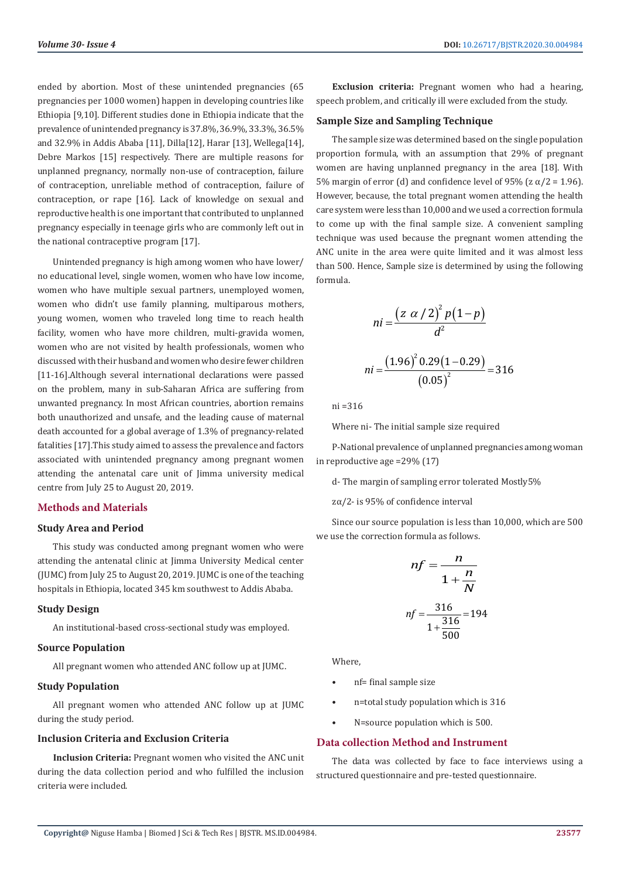ended by abortion. Most of these unintended pregnancies (65 pregnancies per 1000 women) happen in developing countries like Ethiopia [9,10]. Different studies done in Ethiopia indicate that the prevalence of unintended pregnancy is 37.8%, 36.9%, 33.3%, 36.5% and 32.9% in Addis Ababa [11], Dilla[12], Harar [13], Wellega[14], Debre Markos [15] respectively. There are multiple reasons for unplanned pregnancy, normally non-use of contraception, failure of contraception, unreliable method of contraception, failure of contraception, or rape [16]. Lack of knowledge on sexual and reproductive health is one important that contributed to unplanned pregnancy especially in teenage girls who are commonly left out in the national contraceptive program [17].

Unintended pregnancy is high among women who have lower/no educational level, single women, women who have low income, women who have multiple sexual partners, unemployed women, women who didn't use family planning, multiparous mothers, young women, women who traveled long time to reach health facility, women who have more children, multi-gravida women, women who are not visited by health professionals, women who discussed with their husband and women who desire fewer children [11-16].Although several international declarations were passed on the problem, many in sub-Saharan Africa are suffering from unwanted pregnancy. In most African countries, abortion remains both unauthorized and unsafe, and the leading cause of maternal death accounted for a global average of 1.3% of pregnancy-related fatalities [17].This study aimed to assess the prevalence and factors associated with unintended pregnancy among pregnant women attending the antenatal care unit of Jimma university medical centre from July 25 to August 20, 2019.

## Methods and Materials

### Study Area and Period

This study was conducted among pregnant women who were attending the antenatal clinic at Jimma University Medical center (JUMC) from July 25 to August 20, 2019. JUMC is one of the teaching hospitals in Ethiopia, located 345 km southwest to Addis Ababa.

### Study Design

An institutional-based cross-sectional study was employed.

### Source Population

All pregnant women who attended ANC follow up at JUMC.

### Study Population

All pregnant women who attended ANC follow up at JUMC during the study period.

### Inclusion Criteria and Exclusion Criteria

**Inclusion Criteria:** Pregnant women who visited the ANC unit during the data collection period and who fulfilled the inclusion criteria were included.

**Exclusion criteria:** Pregnant women who had a hearing, speech problem, and critically ill were excluded from the study.

### Sample Size and Sampling Technique

The sample size was determined based on the single population proportion formula, with an assumption that 29% of pregnant women are having unplanned pregnancy in the area [18]. With 5% margin of error (d) and confidence level of 95% ($z\,\alpha/2 = 1.96$). However, because, the total pregnant women attending the health care system were less than 10,000 and we used a correction formula to come up with the final sample size. A convenient sampling technique was used because the pregnant women attending the ANC unite in the area were quite limited and it was almost less than 500. Hence, Sample size is determined by using the following formula.

$$ni = \frac{(z\ \alpha/2)^2\, p(1-p)}{d^2}$$

$$ni = \frac{(1.96)^2\, 0.29(1-0.29)}{(0.05)^2} = 316$$

ni =316

Where ni- The initial sample size required

P-National prevalence of unplanned pregnancies among woman in reproductive age =29% (17)

d- The margin of sampling error tolerated Mostly5%

$z\alpha/2$- is 95% of confidence interval

Since our source population is less than 10,000, which are 500 we use the correction formula as follows.

$$nf = \frac{n}{1 + \frac{n}{N}}$$

$$nf = \frac{316}{1 + \frac{316}{500}} = 194$$

Where,

- nf= final sample size
- n=total study population which is 316
- N=source population which is 500.

## Data collection Method and Instrument

The data was collected by face to face interviews using a structured questionnaire and pre-tested questionnaire.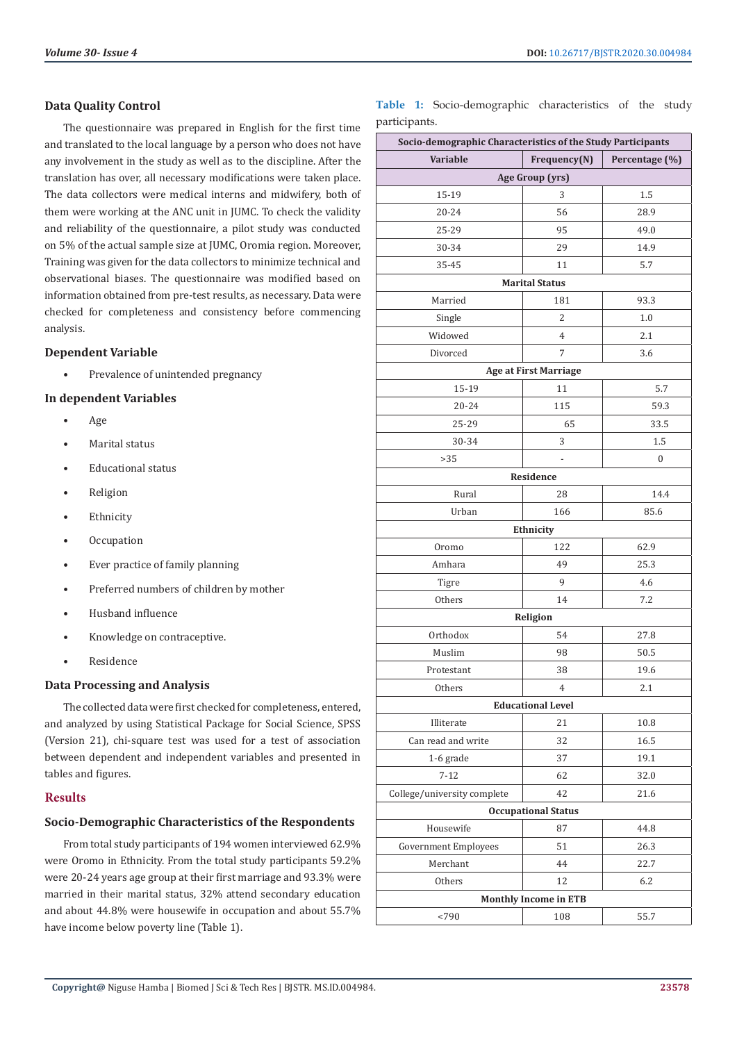### Data Quality Control

The questionnaire was prepared in English for the first time and translated to the local language by a person who does not have any involvement in the study as well as to the discipline. After the translation has over, all necessary modifications were taken place. The data collectors were medical interns and midwifery, both of them were working at the ANC unit in JUMC. To check the validity and reliability of the questionnaire, a pilot study was conducted on 5% of the actual sample size at JUMC, Oromia region. Moreover, Training was given for the data collectors to minimize technical and observational biases. The questionnaire was modified based on information obtained from pre-test results, as necessary. Data were checked for completeness and consistency before commencing analysis.

### Dependent Variable

- Prevalence of unintended pregnancy

### In dependent Variables

- Age
- Marital status
- Educational status
- Religion
- Ethnicity
- Occupation
- Ever practice of family planning
- Preferred numbers of children by mother
- Husband influence
- Knowledge on contraceptive.
- Residence

### Data Processing and Analysis

The collected data were first checked for completeness, entered, and analyzed by using Statistical Package for Social Science, SPSS (Version 21), chi-square test was used for a test of association between dependent and independent variables and presented in tables and figures.

## Results

### Socio-Demographic Characteristics of the Respondents

From total study participants of 194 women interviewed 62.9% were Oromo in Ethnicity. From the total study participants 59.2% were 20-24 years age group at their first marriage and 93.3% were married in their marital status, 32% attend secondary education and about 44.8% were housewife in occupation and about 55.7% have income below poverty line (Table 1).

**Table 1:** Socio-demographic characteristics of the study participants.

| Socio-demographic Characteristics of the Study Participants | | |
|---|---|---|
| **Variable** | **Frequency(N)** | **Percentage (%)** |
| **Age Group (yrs)** | | |
| 15-19 | 3 | 1.5 |
| 20-24 | 56 | 28.9 |
| 25-29 | 95 | 49.0 |
| 30-34 | 29 | 14.9 |
| 35-45 | 11 | 5.7 |
| **Marital Status** | | |
| Married | 181 | 93.3 |
| Single | 2 | 1.0 |
| Widowed | 4 | 2.1 |
| Divorced | 7 | 3.6 |
| **Age at First Marriage** | | |
| 15-19 | 11 | 5.7 |
| 20-24 | 115 | 59.3 |
| 25-29 | 65 | 33.5 |
| 30-34 | 3 | 1.5 |
| >35 | - | 0 |
| **Residence** | | |
| Rural | 28 | 14.4 |
| Urban | 166 | 85.6 |
| **Ethnicity** | | |
| Oromo | 122 | 62.9 |
| Amhara | 49 | 25.3 |
| Tigre | 9 | 4.6 |
| Others | 14 | 7.2 |
| **Religion** | | |
| Orthodox | 54 | 27.8 |
| Muslim | 98 | 50.5 |
| Protestant | 38 | 19.6 |
| Others | 4 | 2.1 |
| **Educational Level** | | |
| Illiterate | 21 | 10.8 |
| Can read and write | 32 | 16.5 |
| 1-6 grade | 37 | 19.1 |
| 7-12 | 62 | 32.0 |
| College/university complete | 42 | 21.6 |
| **Occupational Status** | | |
| Housewife | 87 | 44.8 |
| Government Employees | 51 | 26.3 |
| Merchant | 44 | 22.7 |
| Others | 12 | 6.2 |
| **Monthly Income in ETB** | | |
| <790 | 108 | 55.7 |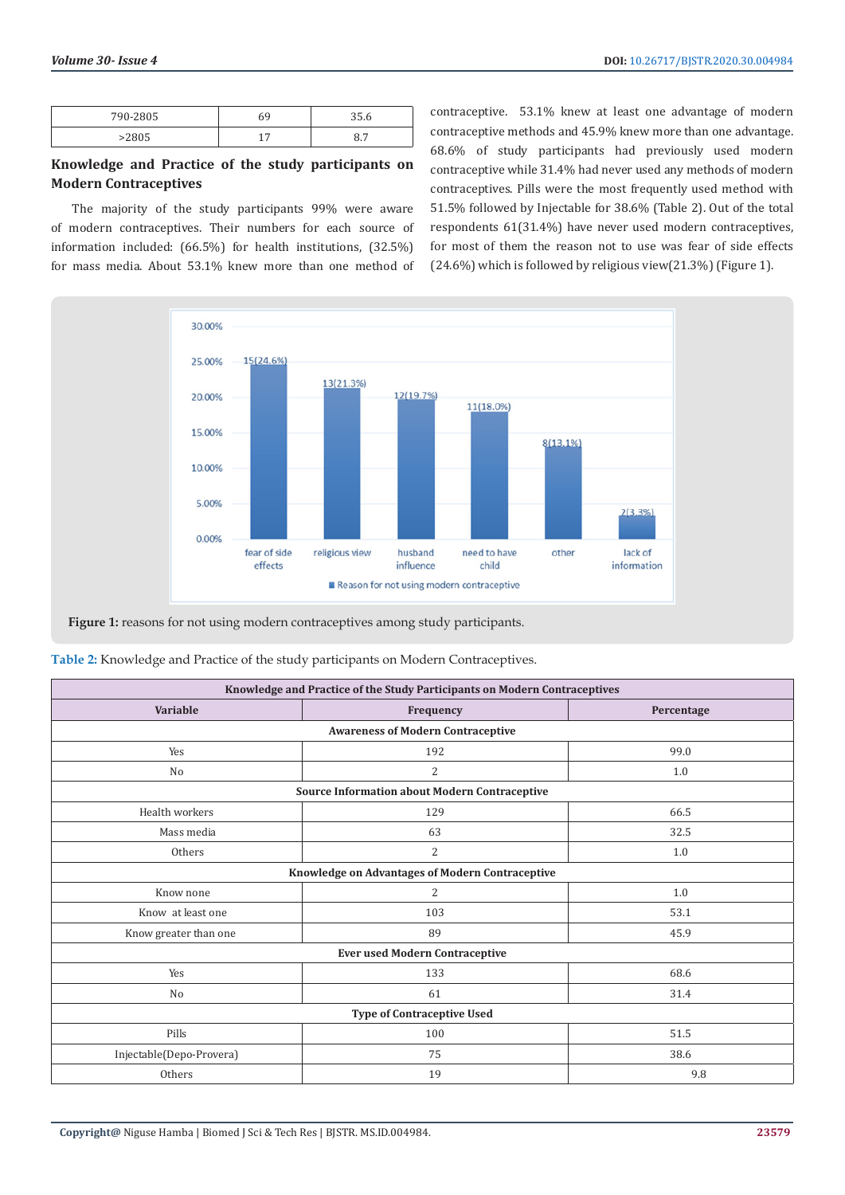| 790-2805 | 69 | 35.6 |
|---|---|---|
| >2805 | 17 | 8.7 |

## Knowledge and Practice of the study participants on Modern Contraceptives

The majority of the study participants 99% were aware of modern contraceptives. Their numbers for each source of information included: (66.5%) for health institutions, (32.5%) for mass media. About 53.1% knew more than one method of contraceptive. 53.1% knew at least one advantage of modern contraceptive methods and 45.9% knew more than one advantage. 68.6% of study participants had previously used modern contraceptive while 31.4% had never used any methods of modern contraceptives. Pills were the most frequently used method with 51.5% followed by Injectable for 38.6% (Table 2). Out of the total respondents 61(31.4%) have never used modern contraceptives, for most of them the reason not to use was fear of side effects (24.6%) which is followed by religious view(21.3%) (Figure 1).

**Figure 1:** reasons for not using modern contraceptives among study participants.

**Table 2:** Knowledge and Practice of the study participants on Modern Contraceptives.

| Knowledge and Practice of the Study Participants on Modern Contraceptives | | |
|---|---|---|
| **Variable** | **Frequency** | **Percentage** |
| **Awareness of Modern Contraceptive** | | |
| Yes | 192 | 99.0 |
| No | 2 | 1.0 |
| **Source Information about Modern Contraceptive** | | |
| Health workers | 129 | 66.5 |
| Mass media | 63 | 32.5 |
| Others | 2 | 1.0 |
| **Knowledge on Advantages of Modern Contraceptive** | | |
| Know none | 2 | 1.0 |
| Know at least one | 103 | 53.1 |
| Know greater than one | 89 | 45.9 |
| **Ever used Modern Contraceptive** | | |
| Yes | 133 | 68.6 |
| No | 61 | 31.4 |
| **Type of Contraceptive Used** | | |
| Pills | 100 | 51.5 |
| Injectable(Depo-Provera) | 75 | 38.6 |
| Others | 19 | 9.8 |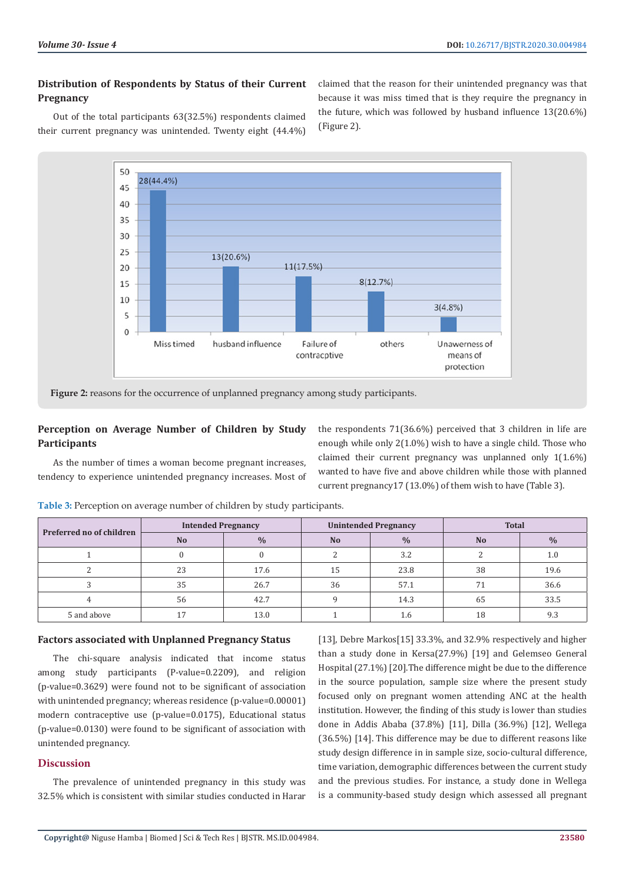### Distribution of Respondents by Status of their Current Pregnancy

Out of the total participants 63(32.5%) respondents claimed their current pregnancy was unintended. Twenty eight (44.4%) claimed that the reason for their unintended pregnancy was that because it was miss timed that is they require the pregnancy in the future, which was followed by husband influence 13(20.6%) (Figure 2).

**Figure 2:** reasons for the occurrence of unplanned pregnancy among study participants.

### Perception on Average Number of Children by Study Participants

As the number of times a woman become pregnant increases, tendency to experience unintended pregnancy increases. Most of the respondents 71(36.6%) perceived that 3 children in life are enough while only 2(1.0%) wish to have a single child. Those who claimed their current pregnancy was unplanned only 1(1.6%) wanted to have five and above children while those with planned current pregnancy17 (13.0%) of them wish to have (Table 3).

**Table 3:** Perception on average number of children by study participants.

| Preferred no of children | Intended Pregnancy | | Unintended Pregnancy | | Total | |
|---|---|---|---|---|---|---|
| | No | % | No | % | No | % |
| 1 | 0 | 0 | 2 | 3.2 | 2 | 1.0 |
| 2 | 23 | 17.6 | 15 | 23.8 | 38 | 19.6 |
| 3 | 35 | 26.7 | 36 | 57.1 | 71 | 36.6 |
| 4 | 56 | 42.7 | 9 | 14.3 | 65 | 33.5 |
| 5 and above | 17 | 13.0 | 1 | 1.6 | 18 | 9.3 |

### Factors associated with Unplanned Pregnancy Status

The chi-square analysis indicated that income status among study participants (P-value=0.2209), and religion (p-value=0.3629) were found not to be significant of association with unintended pregnancy; whereas residence (p-value=0.00001) modern contraceptive use (p-value=0.0175), Educational status (p-value=0.0130) were found to be significant of association with unintended pregnancy.

## Discussion

The prevalence of unintended pregnancy in this study was 32.5% which is consistent with similar studies conducted in Harar [13], Debre Markos[15] 33.3%, and 32.9% respectively and higher than a study done in Kersa(27.9%) [19] and Gelemseo General Hospital (27.1%) [20].The difference might be due to the difference in the source population, sample size where the present study focused only on pregnant women attending ANC at the health institution. However, the finding of this study is lower than studies done in Addis Ababa (37.8%) [11], Dilla (36.9%) [12], Wellega (36.5%) [14]. This difference may be due to different reasons like study design difference in in sample size, socio-cultural difference, time variation, demographic differences between the current study and the previous studies. For instance, a study done in Wellega is a community-based study design which assessed all pregnant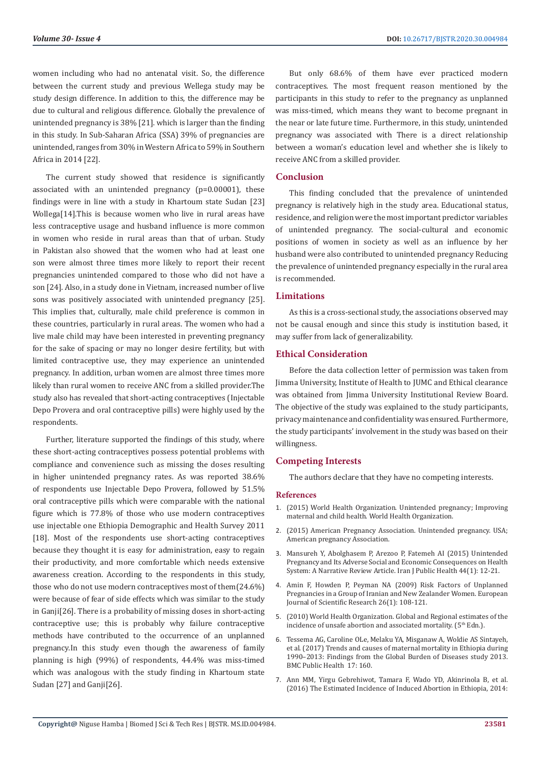women including who had no antenatal visit. So, the difference between the current study and previous Wellega study may be study design difference. In addition to this, the difference may be due to cultural and religious difference. Globally the prevalence of unintended pregnancy is 38% [21]. which is larger than the finding in this study. In Sub-Saharan Africa (SSA) 39% of pregnancies are unintended, ranges from 30% in Western Africa to 59% in Southern Africa in 2014 [22].

The current study showed that residence is significantly associated with an unintended pregnancy (p=0.00001), these findings were in line with a study in Khartoum state Sudan [23] Wollega[14].This is because women who live in rural areas have less contraceptive usage and husband influence is more common in women who reside in rural areas than that of urban. Study in Pakistan also showed that the women who had at least one son were almost three times more likely to report their recent pregnancies unintended compared to those who did not have a son [24]. Also, in a study done in Vietnam, increased number of live sons was positively associated with unintended pregnancy [25]. This implies that, culturally, male child preference is common in these countries, particularly in rural areas. The women who had a live male child may have been interested in preventing pregnancy for the sake of spacing or may no longer desire fertility, but with limited contraceptive use, they may experience an unintended pregnancy. In addition, urban women are almost three times more likely than rural women to receive ANC from a skilled provider.The study also has revealed that short-acting contraceptives (Injectable Depo Provera and oral contraceptive pills) were highly used by the respondents.

Further, literature supported the findings of this study, where these short-acting contraceptives possess potential problems with compliance and convenience such as missing the doses resulting in higher unintended pregnancy rates. As was reported 38.6% of respondents use Injectable Depo Provera, followed by 51.5% oral contraceptive pills which were comparable with the national figure which is 77.8% of those who use modern contraceptives use injectable one Ethiopia Demographic and Health Survey 2011 [18]. Most of the respondents use short-acting contraceptives because they thought it is easy for administration, easy to regain their productivity, and more comfortable which needs extensive awareness creation. According to the respondents in this study, those who do not use modern contraceptives most of them(24.6%) were because of fear of side effects which was similar to the study in Ganji[26]. There is a probability of missing doses in short-acting contraceptive use; this is probably why failure contraceptive methods have contributed to the occurrence of an unplanned pregnancy.In this study even though the awareness of family planning is high (99%) of respondents, 44.4% was miss-timed which was analogous with the study finding in Khartoum state Sudan [27] and Ganji[26].

But only 68.6% of them have ever practiced modern contraceptives. The most frequent reason mentioned by the participants in this study to refer to the pregnancy as unplanned was miss-timed, which means they want to become pregnant in the near or late future time. Furthermore, in this study, unintended pregnancy was associated with There is a direct relationship between a woman's education level and whether she is likely to receive ANC from a skilled provider.

## Conclusion

This finding concluded that the prevalence of unintended pregnancy is relatively high in the study area. Educational status, residence, and religion were the most important predictor variables of unintended pregnancy. The social-cultural and economic positions of women in society as well as an influence by her husband were also contributed to unintended pregnancy Reducing the prevalence of unintended pregnancy especially in the rural area is recommended.

## Limitations

As this is a cross-sectional study, the associations observed may not be causal enough and since this study is institution based, it may suffer from lack of generalizability.

## Ethical Consideration

Before the data collection letter of permission was taken from Jimma University, Institute of Health to JUMC and Ethical clearance was obtained from Jimma University Institutional Review Board. The objective of the study was explained to the study participants, privacy maintenance and confidentiality was ensured. Furthermore, the study participants' involvement in the study was based on their willingness.

## Competing Interests

The authors declare that they have no competing interests.

## References

1. (2015) World Health Organization. Unintended pregnancy; Improving maternal and child health. World Health Organization.
2. (2015) American Pregnancy Association. Unintended pregnancy. USA; American pregnancy Association.
3. Mansureh Y, Abolghasem P, Arezoo P, Fatemeh AI (2015) Unintended Pregnancy and Its Adverse Social and Economic Consequences on Health System: A Narrative Review Article. Iran J Public Health 44(1): 12-21.
4. Amin F, Howden P, Peyman NA (2009) Risk Factors of Unplanned Pregnancies in a Group of Iranian and New Zealander Women. European Journal of Scientific Research 26(1): 108-121.
5. (2010) World Health Organization. Global and Regional estimates of the incidence of unsafe abortion and associated mortality. (5th Edn.).
6. Tessema AG, Caroline OLe, Melaku YA, Misganaw A, Woldie AS Sintayeh, et al. (2017) Trends and causes of maternal mortality in Ethiopia during 1990–2013: Findings from the Global Burden of Diseases study 2013. BMC Public Health 17: 160.
7. Ann MM, Yirgu Gebrehiwot, Tamara F, Wado YD, Akinrinola B, et al. (2016) The Estimated Incidence of Induced Abortion in Ethiopia, 2014: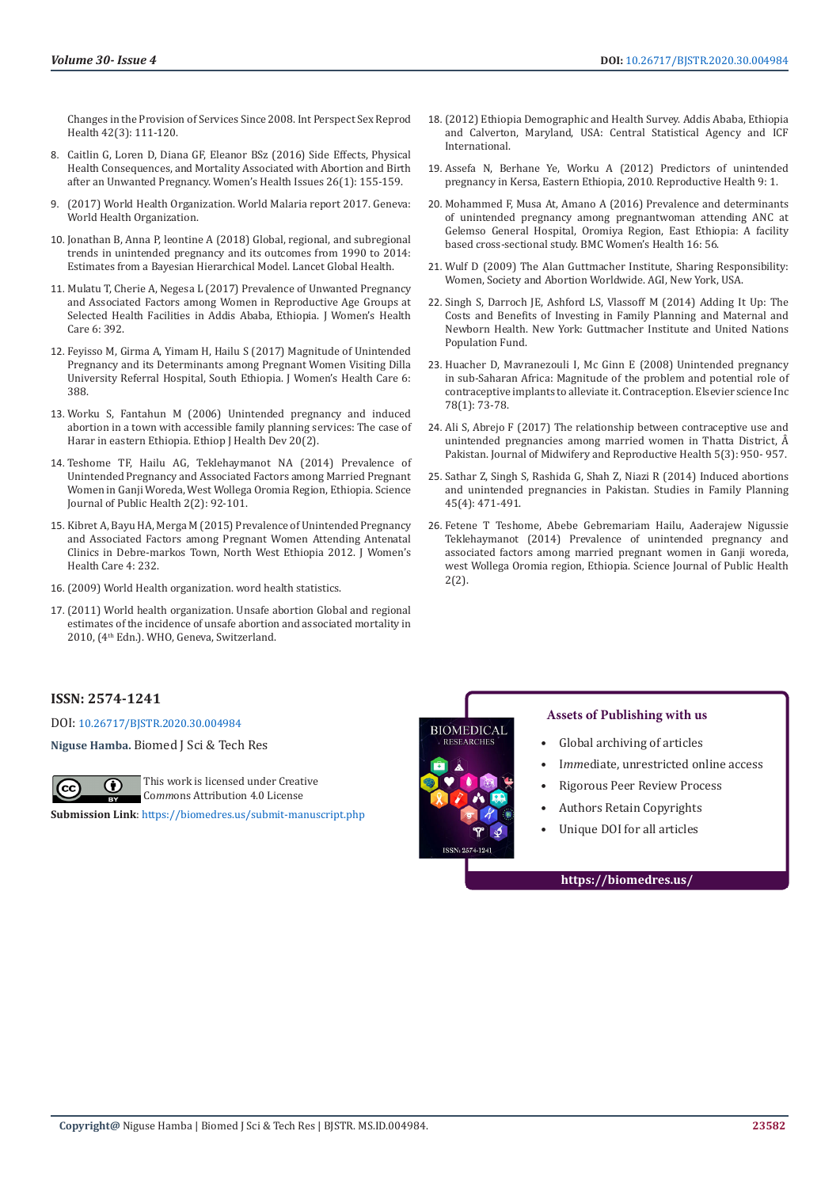Changes in the Provision of Services Since 2008. Int Perspect Sex Reprod Health 42(3): 111-120.

8. Caitlin G, Loren D, Diana GF, Eleanor BSz (2016) Side Effects, Physical Health Consequences, and Mortality Associated with Abortion and Birth after an Unwanted Pregnancy. Women's Health Issues 26(1): 155-159.
9. (2017) World Health Organization. World Malaria report 2017. Geneva: World Health Organization.
10. Jonathan B, Anna P, leontine A (2018) Global, regional, and subregional trends in unintended pregnancy and its outcomes from 1990 to 2014: Estimates from a Bayesian Hierarchical Model. Lancet Global Health.
11. Mulatu T, Cherie A, Negesa L (2017) Prevalence of Unwanted Pregnancy and Associated Factors among Women in Reproductive Age Groups at Selected Health Facilities in Addis Ababa, Ethiopia. J Women's Health Care 6: 392.
12. Feyisso M, Girma A, Yimam H, Hailu S (2017) Magnitude of Unintended Pregnancy and its Determinants among Pregnant Women Visiting Dilla University Referral Hospital, South Ethiopia. J Women's Health Care 6: 388.
13. Worku S, Fantahun M (2006) Unintended pregnancy and induced abortion in a town with accessible family planning services: The case of Harar in eastern Ethiopia. Ethiop J Health Dev 20(2).
14. Teshome TF, Hailu AG, Teklehaymanot NA (2014) Prevalence of Unintended Pregnancy and Associated Factors among Married Pregnant Women in Ganji Woreda, West Wollega Oromia Region, Ethiopia. Science Journal of Public Health 2(2): 92-101.
15. Kibret A, Bayu HA, Merga M (2015) Prevalence of Unintended Pregnancy and Associated Factors among Pregnant Women Attending Antenatal Clinics in Debre-markos Town, North West Ethiopia 2012. J Women's Health Care 4: 232.
16. (2009) World Health organization. word health statistics.
17. (2011) World health organization. Unsafe abortion Global and regional estimates of the incidence of unsafe abortion and associated mortality in 2010, (4th Edn.). WHO, Geneva, Switzerland.
18. (2012) Ethiopia Demographic and Health Survey. Addis Ababa, Ethiopia and Calverton, Maryland, USA: Central Statistical Agency and ICF International.
19. Assefa N, Berhane Ye, Worku A (2012) Predictors of unintended pregnancy in Kersa, Eastern Ethiopia, 2010. Reproductive Health 9: 1.
20. Mohammed F, Musa At, Amano A (2016) Prevalence and determinants of unintended pregnancy among pregnantwoman attending ANC at Gelemso General Hospital, Oromiya Region, East Ethiopia: A facility based cross-sectional study. BMC Women's Health 16: 56.
21. Wulf D (2009) The Alan Guttmacher Institute, Sharing Responsibility: Women, Society and Abortion Worldwide. AGI, New York, USA.
22. Singh S, Darroch JE, Ashford LS, Vlassoff M (2014) Adding It Up: The Costs and Benefits of Investing in Family Planning and Maternal and Newborn Health. New York: Guttmacher Institute and United Nations Population Fund.
23. Huacher D, Mavranezouli I, Mc Ginn E (2008) Unintended pregnancy in sub-Saharan Africa: Magnitude of the problem and potential role of contraceptive implants to alleviate it. Contraception. Elsevier science Inc 78(1): 73-78.
24. Ali S, Abrejo F (2017) The relationship between contraceptive use and unintended pregnancies among married women in Thatta District, Â Pakistan. Journal of Midwifery and Reproductive Health 5(3): 950- 957.
25. Sathar Z, Singh S, Rashida G, Shah Z, Niazi R (2014) Induced abortions and unintended pregnancies in Pakistan. Studies in Family Planning 45(4): 471-491.
26. Fetene T Teshome, Abebe Gebremariam Hailu, Aaderajew Nigussie Teklehaymanot (2014) Prevalence of unintended pregnancy and associated factors among married pregnant women in Ganji woreda, west Wollega Oromia region, Ethiopia. Science Journal of Public Health 2(2).

**ISSN: 2574-1241**

DOI: 10.26717/BJSTR.2020.30.004984

**Niguse Hamba.** Biomed J Sci & Tech Res

This work is licensed under Creative Commons Attribution 4.0 License

**Submission Link**: https://biomedres.us/submit-manuscript.php

**Assets of Publishing with us**

- Global archiving of articles
- Immediate, unrestricted online access
- Rigorous Peer Review Process
- Authors Retain Copyrights
- Unique DOI for all articles

**https://biomedres.us/**